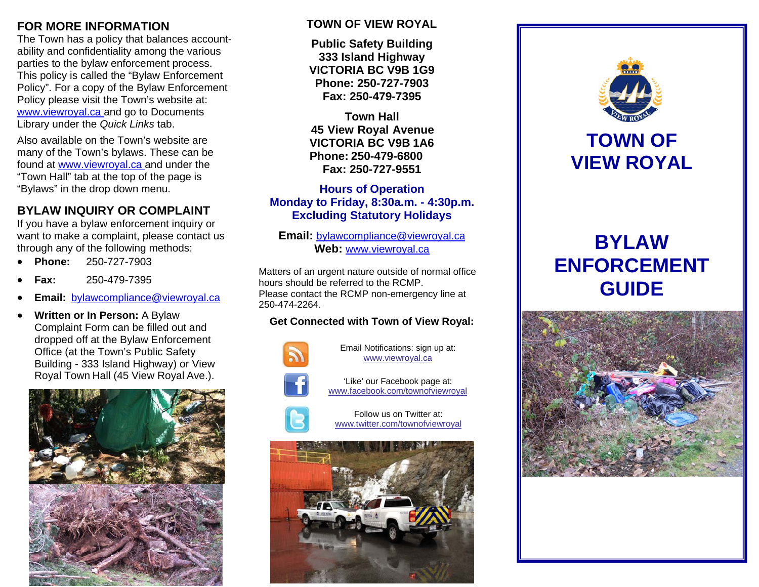## FOR MORE INFORMATION

The Town has a policy that balances accountability and confidentiality among the various parties to the bylaw enforcement process. This policy is called the "Bylaw Enforcement Policy". For a copy of the Bylaw Enforcement Policy please visit the Town's website at: www.viewroyal.ca and go to Documents Library under the *Quick Links* tab.

Also available on the Town's website are many of the Town's bylaws. These can be found at www.viewroyal.ca and under the "Town Hall" tab at the top of the page is "Bylaws" in the drop down menu.

## BYLAW INQUIRY OR COMPLAINT

If you have a bylaw enforcement inquiry or want to make a complaint, please contact us through any of the following methods:

- **Phone:** 250-727-7903
- **Fax:** 250-479-7395
- **Email:** bylawcompliance@viewroyal.ca
- **Written or In Person:** A Bylaw Complaint Form can be filled out and dropped off at the Bylaw Enforcement Office (at the Town's Public Safety Building - 333 Island Highway) or View Royal Town Hall (45 View Royal Ave.).

## TOWN OF VIEW ROYAL

**Public Safety Building**
**333 Island Highway**
**VICTORIA BC V9B 1G9**
**Phone: 250-727-7903**
**Fax: 250-479-7395**

**Town Hall**
**45 View Royal Avenue**
**VICTORIA BC V9B 1A6**
**Phone: 250-479-6800**
**Fax: 250-727-9551**

**Hours of Operation**
**Monday to Friday, 8:30a.m. - 4:30p.m.**
**Excluding Statutory Holidays**

**Email:** bylawcompliance@viewroyal.ca
**Web:** www.viewroyal.ca

Matters of an urgent nature outside of normal office hours should be referred to the RCMP. Please contact the RCMP non-emergency line at 250-474-2264.

**Get Connected with Town of View Royal:**

Email Notifications: sign up at: www.viewroyal.ca

'Like' our Facebook page at: www.facebook.com/townofviewroyal

Follow us on Twitter at: www.twitter.com/townofviewroyal

# TOWN OF VIEW ROYAL

# BYLAW ENFORCEMENT GUIDE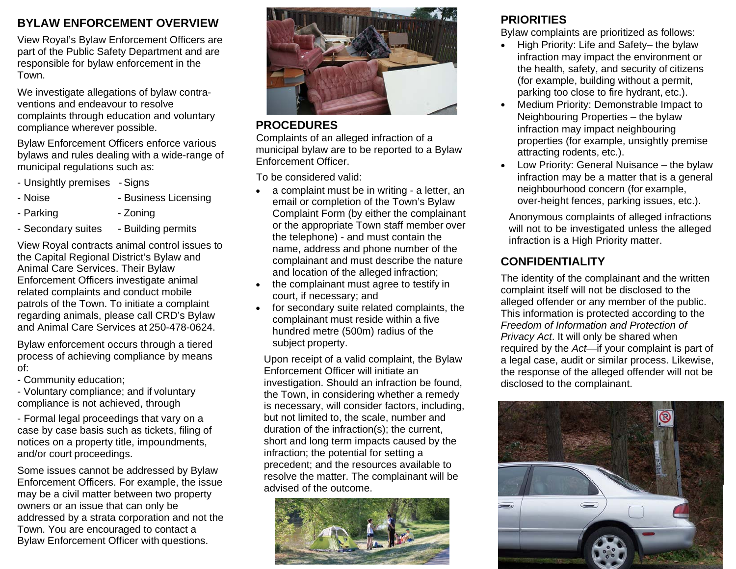## BYLAW ENFORCEMENT OVERVIEW

View Royal's Bylaw Enforcement Officers are part of the Public Safety Department and are responsible for bylaw enforcement in the Town.

We investigate allegations of bylaw contraventions and endeavour to resolve complaints through education and voluntary compliance wherever possible.

Bylaw Enforcement Officers enforce various bylaws and rules dealing with a wide-range of municipal regulations such as:

- Unsightly premises
- Signs
- Noise
- Business Licensing
- Parking
- Zoning
- Secondary suites
- Building permits

View Royal contracts animal control issues to the Capital Regional District's Bylaw and Animal Care Services. Their Bylaw Enforcement Officers investigate animal related complaints and conduct mobile patrols of the Town. To initiate a complaint regarding animals, please call CRD's Bylaw and Animal Care Services at 250-478-0624.

Bylaw enforcement occurs through a tiered process of achieving compliance by means of:

- Community education;
- Voluntary compliance; and if voluntary compliance is not achieved, through
- Formal legal proceedings that vary on a case by case basis such as tickets, filing of notices on a property title, impoundments, and/or court proceedings.

Some issues cannot be addressed by Bylaw Enforcement Officers. For example, the issue may be a civil matter between two property owners or an issue that can only be addressed by a strata corporation and not the Town. You are encouraged to contact a Bylaw Enforcement Officer with questions.

## PROCEDURES

Complaints of an alleged infraction of a municipal bylaw are to be reported to a Bylaw Enforcement Officer.

To be considered valid:

- a complaint must be in writing - a letter, an email or completion of the Town's Bylaw Complaint Form (by either the complainant or the appropriate Town staff member over the telephone) - and must contain the name, address and phone number of the complainant and must describe the nature and location of the alleged infraction;
- the complainant must agree to testify in court, if necessary; and
- for secondary suite related complaints, the complainant must reside within a five hundred metre (500m) radius of the subject property.

Upon receipt of a valid complaint, the Bylaw Enforcement Officer will initiate an investigation. Should an infraction be found, the Town, in considering whether a remedy is necessary, will consider factors, including, but not limited to, the scale, number and duration of the infraction(s); the current, short and long term impacts caused by the infraction; the potential for setting a precedent; and the resources available to resolve the matter. The complainant will be advised of the outcome.

## PRIORITIES

Bylaw complaints are prioritized as follows:

- High Priority: Life and Safety– the bylaw infraction may impact the environment or the health, safety, and security of citizens (for example, building without a permit, parking too close to fire hydrant, etc.).
- Medium Priority: Demonstrable Impact to Neighbouring Properties – the bylaw infraction may impact neighbouring properties (for example, unsightly premise attracting rodents, etc.).
- Low Priority: General Nuisance – the bylaw infraction may be a matter that is a general neighbourhood concern (for example, over-height fences, parking issues, etc.).

Anonymous complaints of alleged infractions will not to be investigated unless the alleged infraction is a High Priority matter.

## CONFIDENTIALITY

The identity of the complainant and the written complaint itself will not be disclosed to the alleged offender or any member of the public. This information is protected according to the *Freedom of Information and Protection of Privacy Act*. It will only be shared when required by the *Act*—if your complaint is part of a legal case, audit or similar process. Likewise, the response of the alleged offender will not be disclosed to the complainant.